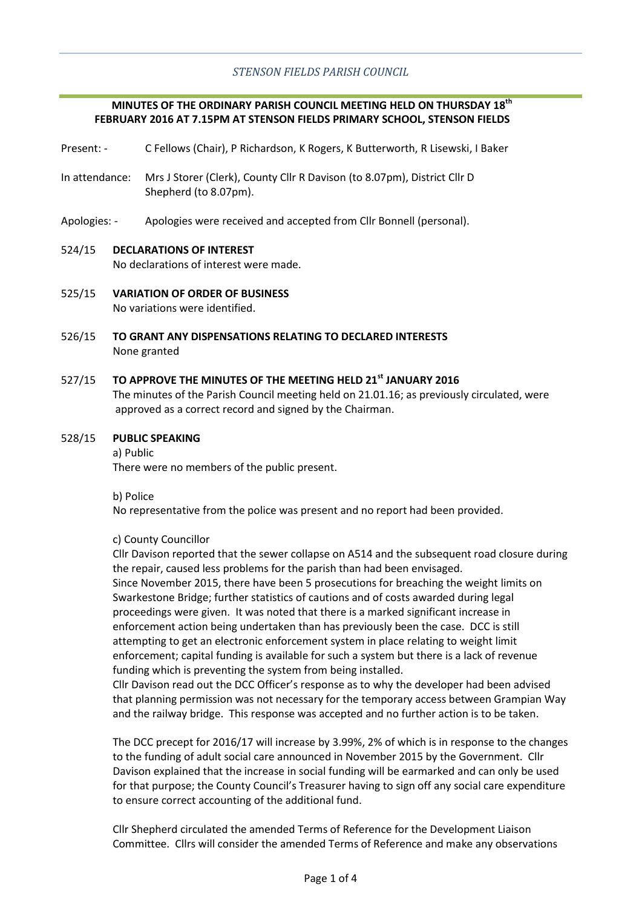*STENSON FIELDS PARISH COUNCIL*

**MINUTES OF THE ORDINARY PARISH COUNCIL MEETING HELD ON THURSDAY 18th FEBRUARY 2016 AT 7.15PM AT STENSON FIELDS PRIMARY SCHOOL, STENSON FIELDS**

Present: - C Fellows (Chair), P Richardson, K Rogers, K Butterworth, R Lisewski, I Baker

In attendance: Mrs J Storer (Clerk), County Cllr R Davison (to 8.07pm), District Cllr D Shepherd (to 8.07pm).

Apologies: - Apologies were received and accepted from Cllr Bonnell (personal).

**524/15 DECLARATIONS OF INTEREST**

No declarations of interest were made.

**525/15 VARIATION OF ORDER OF BUSINESS**

No variations were identified.

**526/15 TO GRANT ANY DISPENSATIONS RELATING TO DECLARED INTERESTS**

None granted

**527/15 TO APPROVE THE MINUTES OF THE MEETING HELD 21st JANUARY 2016**

The minutes of the Parish Council meeting held on 21.01.16; as previously circulated, were approved as a correct record and signed by the Chairman.

**528/15 PUBLIC SPEAKING**

a) Public

There were no members of the public present.

b) Police

No representative from the police was present and no report had been provided.

c) County Councillor

Cllr Davison reported that the sewer collapse on A514 and the subsequent road closure during the repair, caused less problems for the parish than had been envisaged.

Since November 2015, there have been 5 prosecutions for breaching the weight limits on Swarkestone Bridge; further statistics of cautions and of costs awarded during legal proceedings were given. It was noted that there is a marked significant increase in enforcement action being undertaken than has previously been the case. DCC is still attempting to get an electronic enforcement system in place relating to weight limit enforcement; capital funding is available for such a system but there is a lack of revenue funding which is preventing the system from being installed.

Cllr Davison read out the DCC Officer's response as to why the developer had been advised that planning permission was not necessary for the temporary access between Grampian Way and the railway bridge. This response was accepted and no further action is to be taken.

The DCC precept for 2016/17 will increase by 3.99%, 2% of which is in response to the changes to the funding of adult social care announced in November 2015 by the Government. Cllr Davison explained that the increase in social funding will be earmarked and can only be used for that purpose; the County Council's Treasurer having to sign off any social care expenditure to ensure correct accounting of the additional fund.

Cllr Shepherd circulated the amended Terms of Reference for the Development Liaison Committee. Cllrs will consider the amended Terms of Reference and make any observations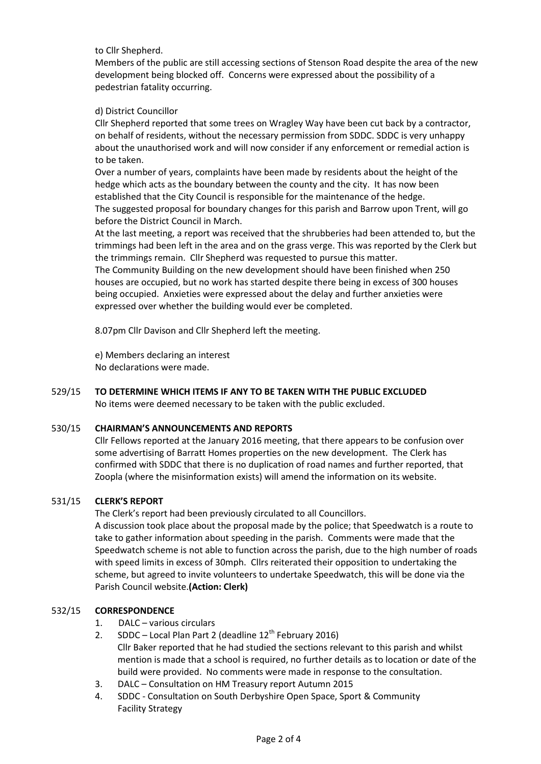to Cllr Shepherd.

Members of the public are still accessing sections of Stenson Road despite the area of the new development being blocked off. Concerns were expressed about the possibility of a pedestrian fatality occurring.

d) District Councillor

Cllr Shepherd reported that some trees on Wragley Way have been cut back by a contractor, on behalf of residents, without the necessary permission from SDDC. SDDC is very unhappy about the unauthorised work and will now consider if any enforcement or remedial action is to be taken.

Over a number of years, complaints have been made by residents about the height of the hedge which acts as the boundary between the county and the city. It has now been established that the City Council is responsible for the maintenance of the hedge.

The suggested proposal for boundary changes for this parish and Barrow upon Trent, will go before the District Council in March.

At the last meeting, a report was received that the shrubberies had been attended to, but the trimmings had been left in the area and on the grass verge. This was reported by the Clerk but the trimmings remain. Cllr Shepherd was requested to pursue this matter.

The Community Building on the new development should have been finished when 250 houses are occupied, but no work has started despite there being in excess of 300 houses being occupied. Anxieties were expressed about the delay and further anxieties were expressed over whether the building would ever be completed.

8.07pm Cllr Davison and Cllr Shepherd left the meeting.

e) Members declaring an interest

No declarations were made.

529/15 **TO DETERMINE WHICH ITEMS IF ANY TO BE TAKEN WITH THE PUBLIC EXCLUDED**

No items were deemed necessary to be taken with the public excluded.

530/15 **CHAIRMAN'S ANNOUNCEMENTS AND REPORTS**

Cllr Fellows reported at the January 2016 meeting, that there appears to be confusion over some advertising of Barratt Homes properties on the new development. The Clerk has confirmed with SDDC that there is no duplication of road names and further reported, that Zoopla (where the misinformation exists) will amend the information on its website.

531/15 **CLERK'S REPORT**

The Clerk's report had been previously circulated to all Councillors.

A discussion took place about the proposal made by the police; that Speedwatch is a route to take to gather information about speeding in the parish. Comments were made that the Speedwatch scheme is not able to function across the parish, due to the high number of roads with speed limits in excess of 30mph. Cllrs reiterated their opposition to undertaking the scheme, but agreed to invite volunteers to undertake Speedwatch, this will be done via the Parish Council website.**(Action: Clerk)**

532/15 **CORRESPONDENCE**

1. DALC – various circulars
2. SDDC – Local Plan Part 2 (deadline 12th February 2016)
   Cllr Baker reported that he had studied the sections relevant to this parish and whilst mention is made that a school is required, no further details as to location or date of the build were provided. No comments were made in response to the consultation.
3. DALC – Consultation on HM Treasury report Autumn 2015
4. SDDC - Consultation on South Derbyshire Open Space, Sport & Community Facility Strategy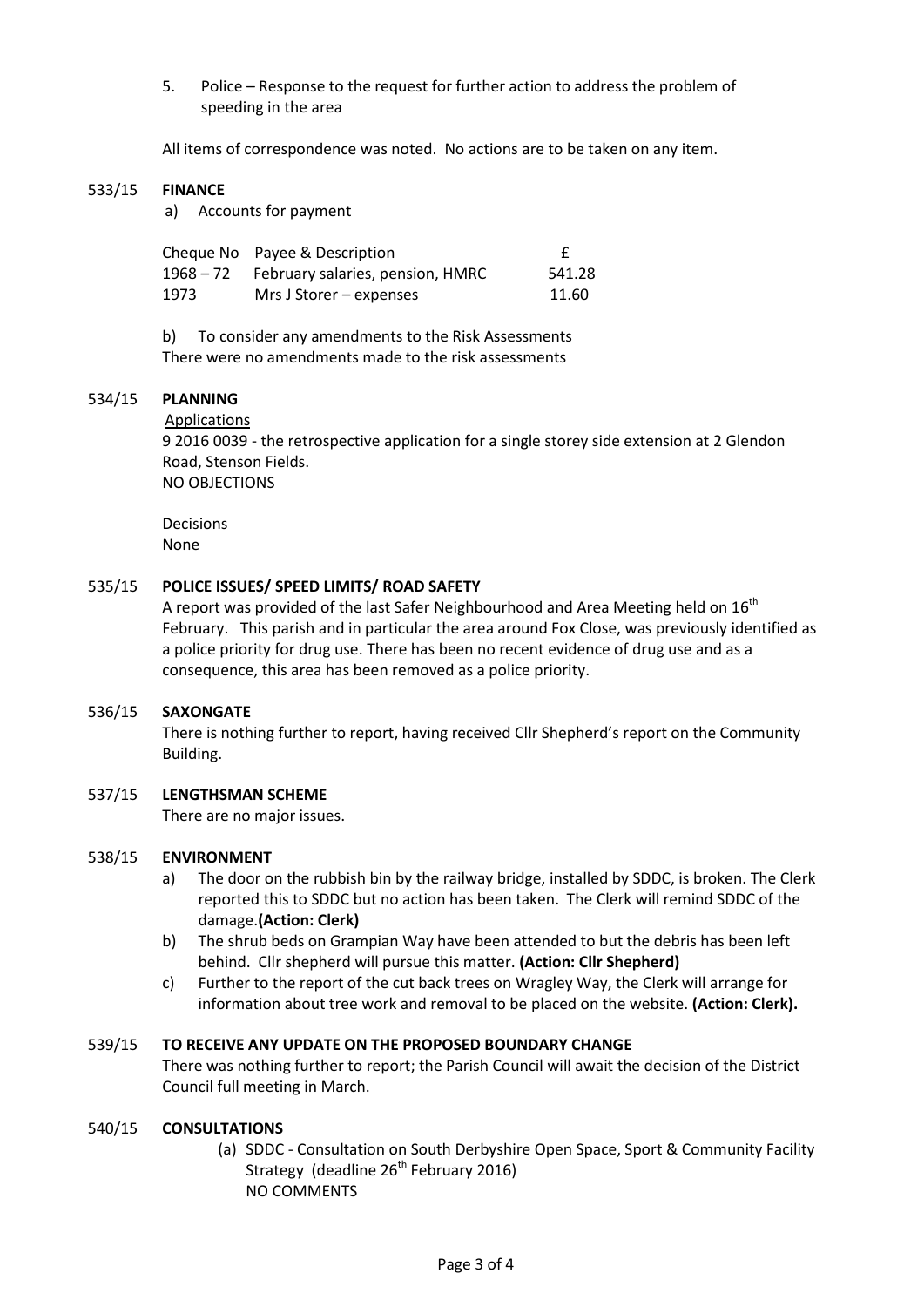5. Police – Response to the request for further action to address the problem of speeding in the area

All items of correspondence was noted. No actions are to be taken on any item.

**533/15 FINANCE**

a) Accounts for payment

| Cheque No | Payee & Description | £ |
|---|---|---|
| 1968 – 72 | February salaries, pension, HMRC | 541.28 |
| 1973 | Mrs J Storer – expenses | 11.60 |

b) To consider any amendments to the Risk Assessments

There were no amendments made to the risk assessments

**534/15 PLANNING**

Applications

9 2016 0039 - the retrospective application for a single storey side extension at 2 Glendon Road, Stenson Fields.

NO OBJECTIONS

Decisions

None

**535/15 POLICE ISSUES/ SPEED LIMITS/ ROAD SAFETY**

A report was provided of the last Safer Neighbourhood and Area Meeting held on 16th February. This parish and in particular the area around Fox Close, was previously identified as a police priority for drug use. There has been no recent evidence of drug use and as a consequence, this area has been removed as a police priority.

**536/15 SAXONGATE**

There is nothing further to report, having received Cllr Shepherd's report on the Community Building.

**537/15 LENGTHSMAN SCHEME**

There are no major issues.

**538/15 ENVIRONMENT**

a) The door on the rubbish bin by the railway bridge, installed by SDDC, is broken. The Clerk reported this to SDDC but no action has been taken. The Clerk will remind SDDC of the damage.**(Action: Clerk)**

b) The shrub beds on Grampian Way have been attended to but the debris has been left behind. Cllr shepherd will pursue this matter. **(Action: Cllr Shepherd)**

c) Further to the report of the cut back trees on Wragley Way, the Clerk will arrange for information about tree work and removal to be placed on the website. **(Action: Clerk).**

**539/15 TO RECEIVE ANY UPDATE ON THE PROPOSED BOUNDARY CHANGE**

There was nothing further to report; the Parish Council will await the decision of the District Council full meeting in March.

**540/15 CONSULTATIONS**

(a) SDDC - Consultation on South Derbyshire Open Space, Sport & Community Facility Strategy (deadline 26th February 2016)

NO COMMENTS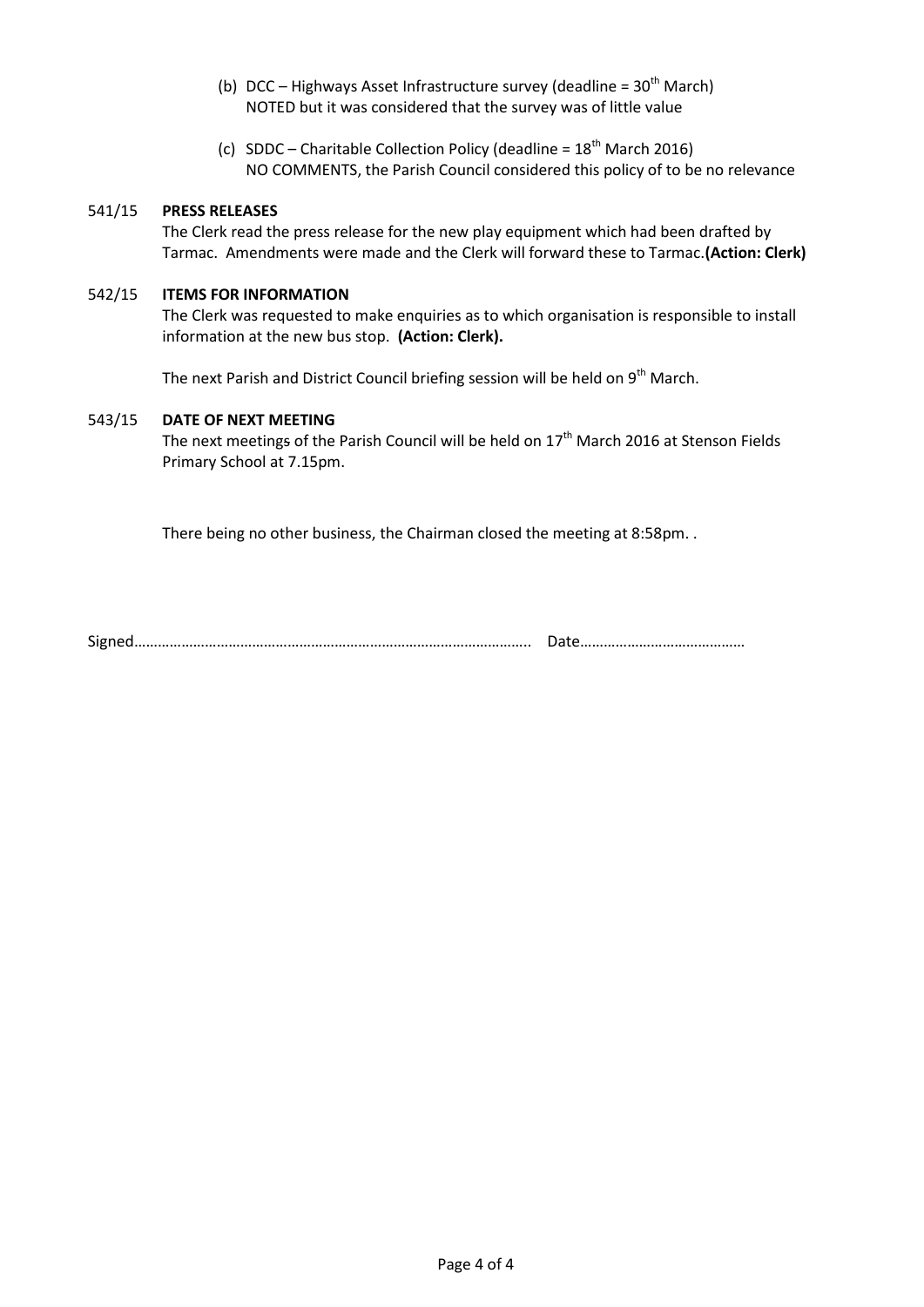(b) DCC – Highways Asset Infrastructure survey (deadline = 30th March)
NOTED but it was considered that the survey was of little value

(c) SDDC – Charitable Collection Policy (deadline = 18th March 2016)
NO COMMENTS, the Parish Council considered this policy of to be no relevance

541/15 **PRESS RELEASES**

The Clerk read the press release for the new play equipment which had been drafted by Tarmac. Amendments were made and the Clerk will forward these to Tarmac.**(Action: Clerk)**

542/15 **ITEMS FOR INFORMATION**

The Clerk was requested to make enquiries as to which organisation is responsible to install information at the new bus stop. **(Action: Clerk).**

The next Parish and District Council briefing session will be held on 9th March.

543/15 **DATE OF NEXT MEETING**

The next meetings of the Parish Council will be held on 17th March 2016 at Stenson Fields Primary School at 7.15pm.

There being no other business, the Chairman closed the meeting at 8:58pm. .

Signed……………………………………………………………………………………….. Date……………………………………